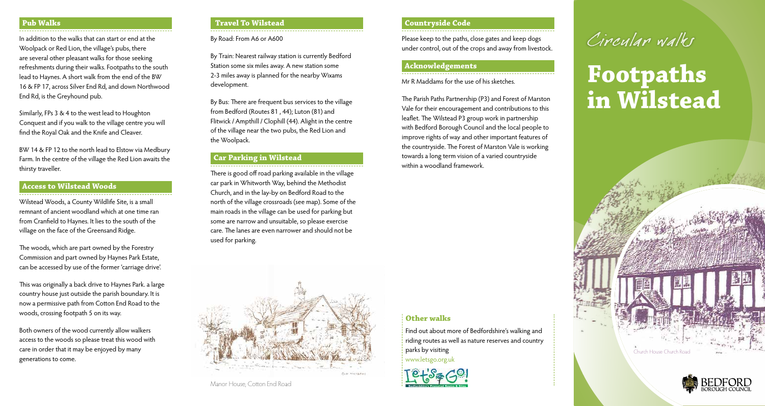## Pub Walks

In addition to the walks that can start or end at the Woolpack or Red Lion, the village's pubs, there are several other pleasant walks for those seeking refreshments during their walks. Footpaths to the south lead to Haynes. A short walk from the end of the BW 16 & FP 17, across Silver End Rd, and down Northwood End Rd, is the Greyhound pub.

Similarly, FPs 3 & 4 to the west lead to Houghton Conquest and if you walk to the village centre you will find the Royal Oak and the Knife and Cleaver.

BW 14 & FP 12 to the north lead to Elstow via Medbury Farm. In the centre of the village the Red Lion awaits the thirsty traveller.

## Access to Wilstead Woods

Wilstead Woods, a County Wildlife Site, is a small remnant of ancient woodland which at one time ran from Cranfield to Haynes. It lies to the south of the village on the face of the Greensand Ridge.

The woods, which are part owned by the Forestry Commission and part owned by Haynes Park Estate, can be accessed by use of the former 'carriage drive'.

This was originally a back drive to Haynes Park. a large country house just outside the parish boundary. It is now a permissive path from Cotton End Road to the woods, crossing footpath 5 on its way.

Both owners of the wood currently allow walkers access to the woods so please treat this wood with care in order that it may be enjoyed by many generations to come.

## Travel To Wilstead

By Road: From A6 or A600

By Train: Nearest railway station is currently Bedford Station some six miles away. A new station some 2-3 miles away is planned for the nearby Wixams development.

By Bus: There are frequent bus services to the village from Bedford (Routes 81 , 44); Luton (81) and Flitwick / Ampthill / Clophill (44). Alight in the centre of the village near the two pubs, the Red Lion and the Woolpack.

## Car Parking in Wilstead

There is good off road parking available in the village car park in Whitworth Way, behind the Methodist Church, and in the lay-by on Bedford Road to the north of the village crossroads (see map). Some of the main roads in the village can be used for parking but some are narrow and unsuitable, so please exercise care. The lanes are even narrower and should not be used for parking.

Manor House, Cotton End Road

## Countryside Code

Please keep to the paths, close gates and keep dogs under control, out of the crops and away from livestock.

## Acknowledgements

Mr R Maddams for the use of his sketches.

The Parish Paths Partnership (P3) and Forest of Marston Vale for their encouragement and contributions to this leaflet. The Wilstead P3 group work in partnership with Bedford Borough Council and the local people to improve rights of way and other important features of the countryside. The Forest of Marston Vale is working towards a long term vision of a varied countryside within a woodland framework.

## Other walks

Find out about more of Bedfordshire's walking and riding routes as well as nature reserves and country parks by visiting
www.letsgo.org.uk

*Circular walks*

# Footpaths in Wilstead

Church House Church Road

BEDFORD BOROUGH COUNCIL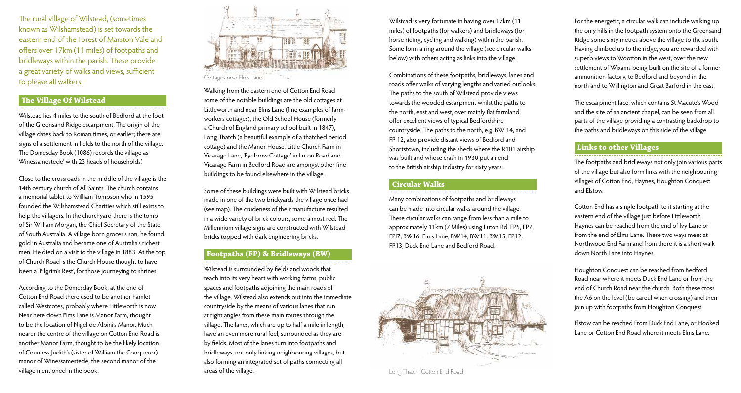The rural village of Wilstead, (sometimes known as Wilshamstead) is set towards the eastern end of the Forest of Marston Vale and offers over 17km (11 miles) of footpaths and bridleways within the parish. These provide a great variety of walks and views, sufficient to please all walkers.

## The Village Of Wilstead

Wilstead lies 4 miles to the south of Bedford at the foot of the Greensand Ridge escarpment. The origin of the village dates back to Roman times, or earlier; there are signs of a settlement in fields to the north of the village. The Domesday Book (1086) records the village as Winessamestede' with 23 heads of households'.

Close to the crossroads in the middle of the village is the 14th century church of All Saints. The church contains a memorial tablet to William Tompson who in 1595 founded the Wilshamstead Charities which still exists to help the villagers. In the churchyard there is the tomb of Sir William Morgan, the Chief Secretary of the State of South Australia. A village born grocer's son, he found gold in Australia and became one of Australia's richest men. He died on a visit to the village in 1883. At the top of Church Road is the Church House thought to have been a 'Pilgrim's Rest', for those journeying to shrines.

According to the Domesday Book, at the end of Cotton End Road there used to be another hamlet called Westcotes, probably where Littleworth is now. Near here down Elms Lane is Manor Farm, thought to be the location of Nigel de Albini's Manor. Much nearer the centre of the village on Cotton End Road is another Manor Farm, thought to be the likely location of Countess Judith's (sister of William the Conqueror) manor of Winessamestede, the second manor of the village mentioned in the book.

Cottages near Elms Lane

Walking from the eastern end of Cotton End Road some of the notable buildings are the old cottages at Littleworth and near Elms Lane (fine examples of farm-workers cottages), the Old School House (formerly a Church of England primary school built in 1847), Long Thatch (a beautiful example of a thatched period cottage) and the Manor House. Little Church Farm in Vicarage Lane, 'Eyebrow Cottage' in Luton Road and Vicarage Farm in Bedford Road are amongst other fine buildings to be found elsewhere in the village.

Some of these buildings were built with Wilstead bricks made in one of the two brickyards the village once had (see map). The crudeness of their manufacture resulted in a wide variety of brick colours, some almost red. The Millennium village signs are constructed with Wilstead bricks topped with dark engineering bricks.

## Footpaths (FP) & Bridleways (BW)

Wilstead is surrounded by fields and woods that reach into its very heart with working farms, public spaces and footpaths adjoining the main roads of the village. Wilstead also extends out into the immediate countryside by the means of various lanes that run at right angles from these main routes through the village. The lanes, which are up to half a mile in length, have an even more rural feel, surrounded as they are by fields. Most of the lanes turn into footpaths and bridleways, not only linking neighbouring villages, but also forming an integrated set of paths connecting all areas of the village.

Wilstcad is very fortunate in having over 17km (11 miles) of footpaths (for walkers) and bridleways (for horse riding, cycling and walking) within the parish. Some form a ring around the village (see circular walks below) with others acting as links into the village.

Combinations of these footpaths, bridleways, lanes and roads offer walks of varying lengths and varied outlooks. The paths to the south of Wilstead provide views towards the wooded escarpment whilst the paths to the north, east and west, over mainly flat farmland, offer excellent views of typical Bedfordshire countryside. The paths to the north, e.g. BW 14, and FP 12, also provide distant views of Bedford and Shortstown, including the sheds where the R101 airship was built and whose crash in 1930 put an end to the British airship industry for sixty years.

## Circular Walks

Many combinations of footpaths and bridleways can be made into circular walks around the village. These circular walks can range from less than a mile to approximately 11km (7 Miles) using Luton Rd. FP5, FP7, FPI7, BW16. Elms Lane, BW14, BW11, BW15, FP12, FP13, Duck End Lane and Bedford Road.

Long Thatch, Cotton End Road

For the energetic, a circular walk can include walking up the only hills in the footpath system onto the Greensand Ridge some sixty metres above the village to the south. Having climbed up to the ridge, you are rewarded with superb views to Wootton in the west, over the new settlement of Wixams being built on the site of a former ammunition factory, to Bedford and beyond in the north and to Willington and Great Barford in the east.

The escarpment face, which contains St Macute's Wood and the site of an ancient chapel, can be seen from all parts of the village providing a contrasting backdrop to the paths and bridleways on this side of the village.

## Links to other Villages

The footpaths and bridleways not only join various parts of the village but also form links with the neighbouring villages of Cotton End, Haynes, Houghton Conquest and Elstow.

Cotton End has a single footpath to it starting at the eastern end of the village just before Littleworth. Haynes can be reached from the end of Ivy Lane or from the end of Elms Lane. These two ways meet at Northwood End Farm and from there it is a short walk down North Lane into Haynes.

Houghton Conquest can be reached from Bedford Road near where it meets Duck End Lane or from the end of Church Road near the church. Both these cross the A6 on the level (be careul when crossing) and then join up with footpaths from Houghton Conquest.

Elstow can be reached From Duck End Lane, or Hooked Lane or Cotton End Road where it meets Elms Lane.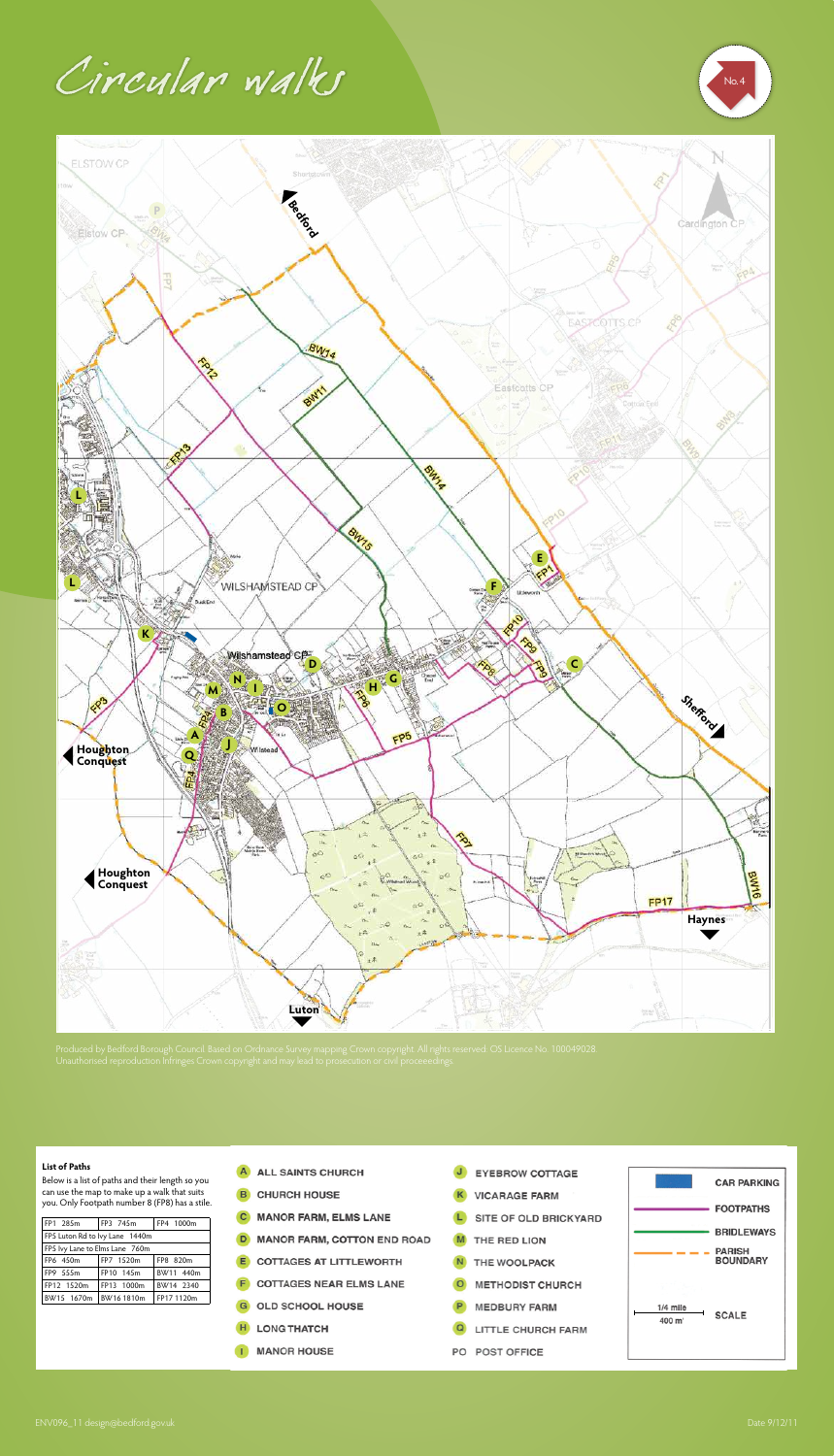# Circular walks

No.4

Bedford

Shefford

Houghton Conquest

Houghton Conquest

Haynes

Luton

Produced by Bedford Borough Council. Based on Ordnance Survey mapping Crown copyright. All rights reserved. OS Licence No. 100049028. Unauthorised reproduction Infringes Crown copyright and may lead to prosecution or civil proceedings.

**List of Paths**

Below is a list of paths and their length so you can use the map to make up a walk that suits you. Only Footpath number 8 (FP8) has a stile.

| | | |
|---|---|---|
| FP1 285m | FP3 745m | FP4 1000m |
| FP5 Luton Rd to Ivy Lane 1440m | | |
| FP5 Ivy Lane to Elms Lane 760m | | |
| FP6 450m | FP7 1520m | FP8 820m |
| FP9 555m | FP10 145m | BW11 440m |
| FP12 1520m | FP13 1000m | BW14 2340 |
| BW15 1670m | BW16 1810m | FP17 1120m |

- A ALL SAINTS CHURCH
- B CHURCH HOUSE
- C MANOR FARM, ELMS LANE
- D MANOR FARM, COTTON END ROAD
- E COTTAGES AT LITTLEWORTH
- F COTTAGES NEAR ELMS LANE
- G OLD SCHOOL HOUSE
- H LONG THATCH
- I MANOR HOUSE
- J EYEBROW COTTAGE
- K VICARAGE FARM
- L SITE OF OLD BRICKYARD
- M THE RED LION
- N THE WOOLPACK
- O METHODIST CHURCH
- P MEDBURY FARM
- Q LITTLE CHURCH FARM
- PO POST OFFICE

CAR PARKING

FOOTPATHS

BRIDLEWAYS

PARISH BOUNDARY

1/4 mile
400 m
SCALE

ENV096_11 design@bedford.gov.uk

Date 9/12/11